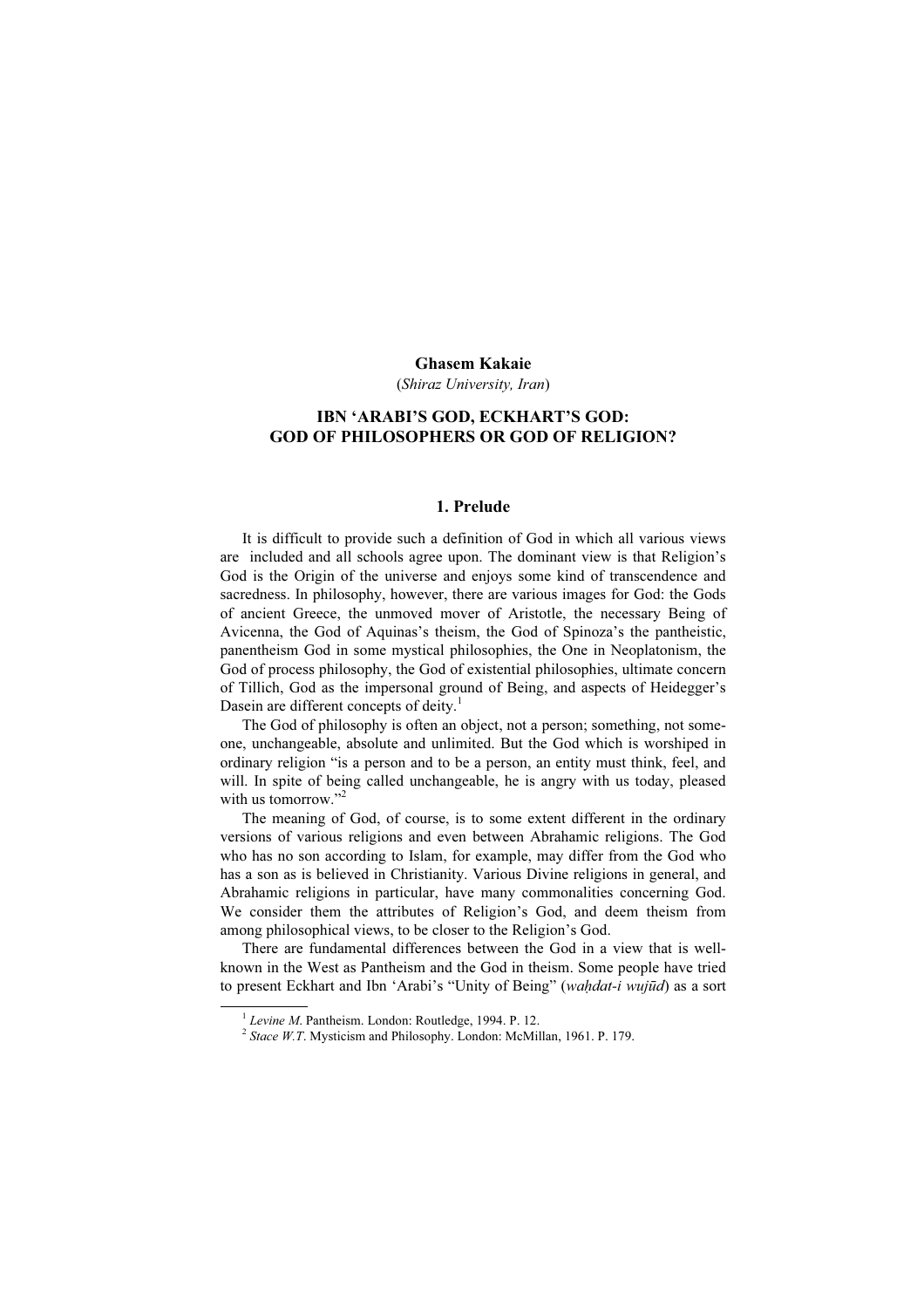**Ghasem Kakaie**

(*Shiraz University, Iran*)

# IBN 'ARABI'S GOD, ECKHART'S GOD: GOD OF PHILOSOPHERS OR GOD OF RELIGION?

## 1. Prelude

It is difficult to provide such a definition of God in which all various views are included and all schools agree upon. The dominant view is that Religion's God is the Origin of the universe and enjoys some kind of transcendence and sacredness. In philosophy, however, there are various images for God: the Gods of ancient Greece, the unmoved mover of Aristotle, the necessary Being of Avicenna, the God of Aquinas's theism, the God of Spinoza's the pantheistic, panentheism God in some mystical philosophies, the One in Neoplatonism, the God of process philosophy, the God of existential philosophies, ultimate concern of Tillich, God as the impersonal ground of Being, and aspects of Heidegger's Dasein are different concepts of deity.[1]

The God of philosophy is often an object, not a person; something, not someone, unchangeable, absolute and unlimited. But the God which is worshiped in ordinary religion "is a person and to be a person, an entity must think, feel, and will. In spite of being called unchangeable, he is angry with us today, pleased with us tomorrow."[2]

The meaning of God, of course, is to some extent different in the ordinary versions of various religions and even between Abrahamic religions. The God who has no son according to Islam, for example, may differ from the God who has a son as is believed in Christianity. Various Divine religions in general, and Abrahamic religions in particular, have many commonalities concerning God. We consider them the attributes of Religion's God, and deem theism from among philosophical views, to be closer to the Religion's God.

There are fundamental differences between the God in a view that is well-known in the West as Pantheism and the God in theism. Some people have tried to present Eckhart and Ibn 'Arabi's "Unity of Being" (*waḥdat-i wujūd*) as a sort

---

[1] *Levine M*. Pantheism. London: Routledge, 1994. P. 12.

[2] *Stace W.T*. Mysticism and Philosophy. London: McMillan, 1961. P. 179.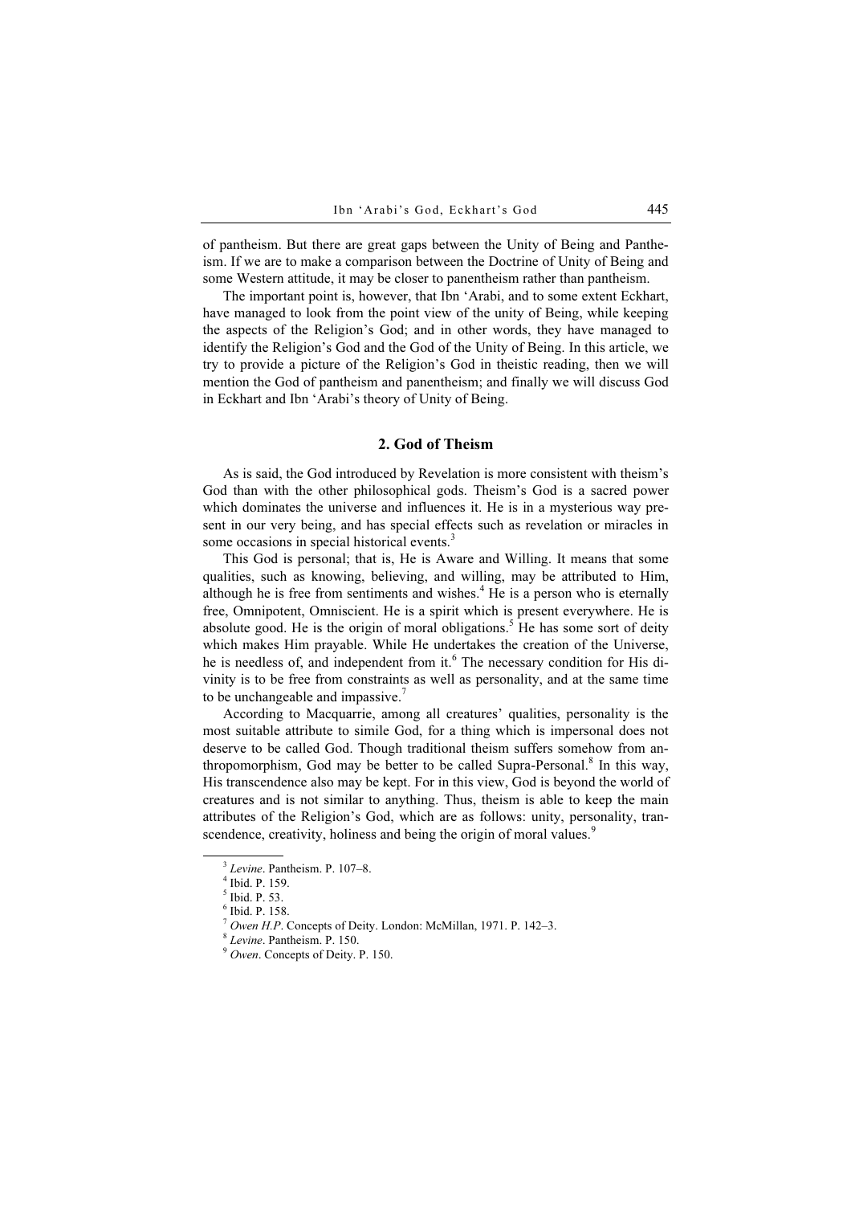of pantheism. But there are great gaps between the Unity of Being and Pantheism. If we are to make a comparison between the Doctrine of Unity of Being and some Western attitude, it may be closer to panentheism rather than pantheism.

The important point is, however, that Ibn 'Arabi, and to some extent Eckhart, have managed to look from the point view of the unity of Being, while keeping the aspects of the Religion's God; and in other words, they have managed to identify the Religion's God and the God of the Unity of Being. In this article, we try to provide a picture of the Religion's God in theistic reading, then we will mention the God of pantheism and panentheism; and finally we will discuss God in Eckhart and Ibn 'Arabi's theory of Unity of Being.

## 2. God of Theism

As is said, the God introduced by Revelation is more consistent with theism's God than with the other philosophical gods. Theism's God is a sacred power which dominates the universe and influences it. He is in a mysterious way present in our very being, and has special effects such as revelation or miracles in some occasions in special historical events.[3]

This God is personal; that is, He is Aware and Willing. It means that some qualities, such as knowing, believing, and willing, may be attributed to Him, although he is free from sentiments and wishes.[4] He is a person who is eternally free, Omnipotent, Omniscient. He is a spirit which is present everywhere. He is absolute good. He is the origin of moral obligations.[5] He has some sort of deity which makes Him prayable. While He undertakes the creation of the Universe, he is needless of, and independent from it.[6] The necessary condition for His divinity is to be free from constraints as well as personality, and at the same time to be unchangeable and impassive.[7]

According to Macquarrie, among all creatures' qualities, personality is the most suitable attribute to simile God, for a thing which is impersonal does not deserve to be called God. Though traditional theism suffers somehow from anthropomorphism, God may be better to be called Supra-Personal.[8] In this way, His transcendence also may be kept. For in this view, God is beyond the world of creatures and is not similar to anything. Thus, theism is able to keep the main attributes of the Religion's God, which are as follows: unity, personality, transcendence, creativity, holiness and being the origin of moral values.[9]

---

[3] *Levine*. Pantheism. P. 107–8.

[4] Ibid. P. 159.

[5] Ibid. P. 53.

[6] Ibid. P. 158.

[7] *Owen H.P*. Concepts of Deity. London: McMillan, 1971. P. 142–3.

[8] *Levine*. Pantheism. P. 150.

[9] *Owen*. Concepts of Deity. P. 150.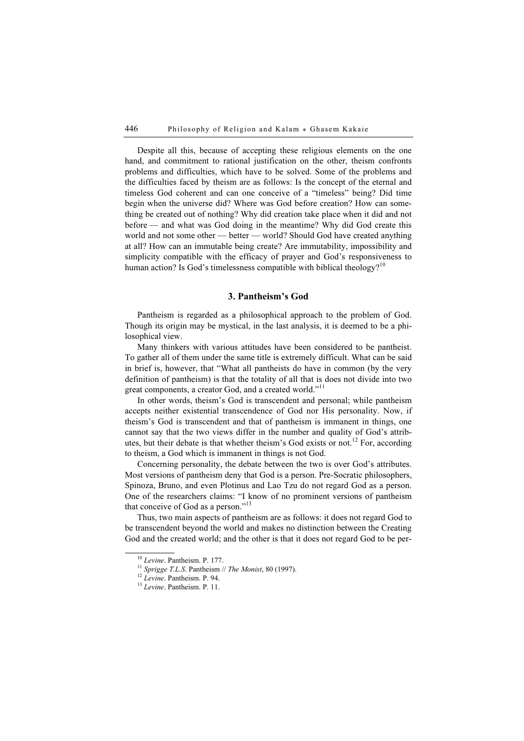Despite all this, because of accepting these religious elements on the one hand, and commitment to rational justification on the other, theism confronts problems and difficulties, which have to be solved. Some of the problems and the difficulties faced by theism are as follows: Is the concept of the eternal and timeless God coherent and can one conceive of a "timeless" being? Did time begin when the universe did? Where was God before creation? How can something be created out of nothing? Why did creation take place when it did and not before — and what was God doing in the meantime? Why did God create this world and not some other — better — world? Should God have created anything at all? How can an immutable being create? Are immutability, impossibility and simplicity compatible with the efficacy of prayer and God's responsiveness to human action? Is God's timelessness compatible with biblical theology?[10]

### 3. Pantheism's God

Pantheism is regarded as a philosophical approach to the problem of God. Though its origin may be mystical, in the last analysis, it is deemed to be a philosophical view.

Many thinkers with various attitudes have been considered to be pantheist. To gather all of them under the same title is extremely difficult. What can be said in brief is, however, that "What all pantheists do have in common (by the very definition of pantheism) is that the totality of all that is does not divide into two great components, a creator God, and a created world."[11]

In other words, theism's God is transcendent and personal; while pantheism accepts neither existential transcendence of God nor His personality. Now, if theism's God is transcendent and that of pantheism is immanent in things, one cannot say that the two views differ in the number and quality of God's attributes, but their debate is that whether theism's God exists or not.[12] For, according to theism, a God which is immanent in things is not God.

Concerning personality, the debate between the two is over God's attributes. Most versions of pantheism deny that God is a person. Pre-Socratic philosophers, Spinoza, Bruno, and even Plotinus and Lao Tzu do not regard God as a person. One of the researchers claims: "I know of no prominent versions of pantheism that conceive of God as a person."[13]

Thus, two main aspects of pantheism are as follows: it does not regard God to be transcendent beyond the world and makes no distinction between the Creating God and the created world; and the other is that it does not regard God to be per-

---

[10] *Levine*. Pantheism. P. 177.

[11] *Sprigge T.L.S*. Pantheism // *The Monist*, 80 (1997).

[12] *Levine*. Pantheism. P. 94.

[13] *Levine*. Pantheism. P. 11.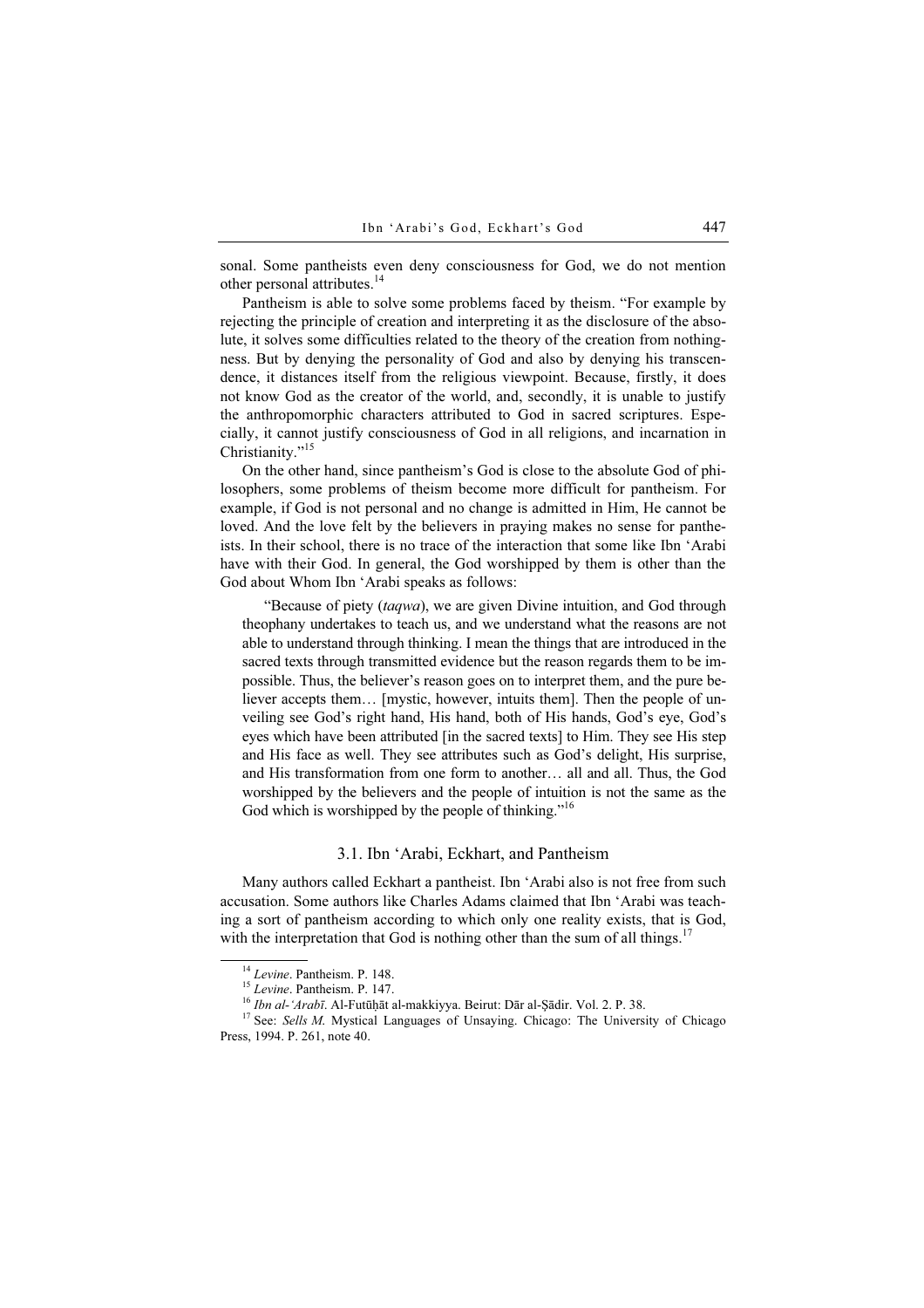sonal. Some pantheists even deny consciousness for God, we do not mention other personal attributes.[14]

Pantheism is able to solve some problems faced by theism. "For example by rejecting the principle of creation and interpreting it as the disclosure of the absolute, it solves some difficulties related to the theory of the creation from nothingness. But by denying the personality of God and also by denying his transcendence, it distances itself from the religious viewpoint. Because, firstly, it does not know God as the creator of the world, and, secondly, it is unable to justify the anthropomorphic characters attributed to God in sacred scriptures. Especially, it cannot justify consciousness of God in all religions, and incarnation in Christianity."[15]

On the other hand, since pantheism's God is close to the absolute God of philosophers, some problems of theism become more difficult for pantheism. For example, if God is not personal and no change is admitted in Him, He cannot be loved. And the love felt by the believers in praying makes no sense for pantheists. In their school, there is no trace of the interaction that some like Ibn 'Arabi have with their God. In general, the God worshipped by them is other than the God about Whom Ibn 'Arabi speaks as follows:

> "Because of piety (*taqwa*), we are given Divine intuition, and God through theophany undertakes to teach us, and we understand what the reasons are not able to understand through thinking. I mean the things that are introduced in the sacred texts through transmitted evidence but the reason regards them to be impossible. Thus, the believer's reason goes on to interpret them, and the pure believer accepts them… [mystic, however, intuits them]. Then the people of unveiling see God's right hand, His hand, both of His hands, God's eye, God's eyes which have been attributed [in the sacred texts] to Him. They see His step and His face as well. They see attributes such as God's delight, His surprise, and His transformation from one form to another… all and all. Thus, the God worshipped by the believers and the people of intuition is not the same as the God which is worshipped by the people of thinking."[16]

### 3.1. Ibn 'Arabi, Eckhart, and Pantheism

Many authors called Eckhart a pantheist. Ibn 'Arabi also is not free from such accusation. Some authors like Charles Adams claimed that Ibn 'Arabi was teaching a sort of pantheism according to which only one reality exists, that is God, with the interpretation that God is nothing other than the sum of all things.[17]

---

[14] *Levine*. Pantheism. P. 148.

[15] *Levine*. Pantheism. P. 147.

[16] *Ibn al-'Arabī*. Al-Futūḥāt al-makkiyya. Beirut: Dār al-Ṣādir. Vol. 2. P. 38.

[17] See: *Sells M.* Mystical Languages of Unsaying. Chicago: The University of Chicago Press, 1994. P. 261, note 40.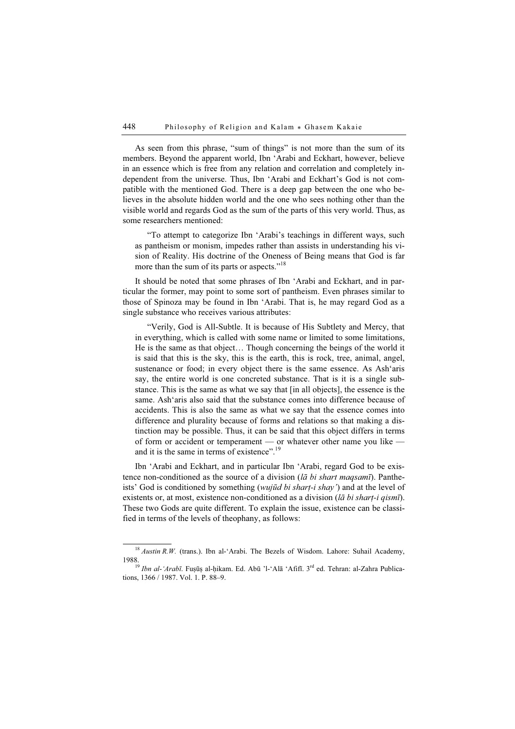As seen from this phrase, "sum of things" is not more than the sum of its members. Beyond the apparent world, Ibn 'Arabi and Eckhart, however, believe in an essence which is free from any relation and correlation and completely independent from the universe. Thus, Ibn 'Arabi and Eckhart's God is not compatible with the mentioned God. There is a deep gap between the one who believes in the absolute hidden world and the one who sees nothing other than the visible world and regards God as the sum of the parts of this very world. Thus, as some researchers mentioned:

> "To attempt to categorize Ibn 'Arabi's teachings in different ways, such as pantheism or monism, impedes rather than assists in understanding his vision of Reality. His doctrine of the Oneness of Being means that God is far more than the sum of its parts or aspects."[18]

It should be noted that some phrases of Ibn 'Arabi and Eckhart, and in particular the former, may point to some sort of pantheism. Even phrases similar to those of Spinoza may be found in Ibn 'Arabi. That is, he may regard God as a single substance who receives various attributes:

> "Verily, God is All-Subtle. It is because of His Subtlety and Mercy, that in everything, which is called with some name or limited to some limitations, He is the same as that object… Though concerning the beings of the world it is said that this is the sky, this is the earth, this is rock, tree, animal, angel, sustenance or food; in every object there is the same essence. As Ash'aris say, the entire world is one concreted substance. That is it is a single substance. This is the same as what we say that [in all objects], the essence is the same. Ash'aris also said that the substance comes into difference because of accidents. This is also the same as what we say that the essence comes into difference and plurality because of forms and relations so that making a distinction may be possible. Thus, it can be said that this object differs in terms of form or accident or temperament — or whatever other name you like — and it is the same in terms of existence".[19]

Ibn 'Arabi and Eckhart, and in particular Ibn 'Arabi, regard God to be existence non-conditioned as the source of a division (*lā bi shart maqsamī*). Pantheists' God is conditioned by something (*wujūd bi sharṭ-i shay'*) and at the level of existents or, at most, existence non-conditioned as a division (*lā bi sharṭ-i qismī*). These two Gods are quite different. To explain the issue, existence can be classified in terms of the levels of theophany, as follows:

---

[18] *Austin R.W.* (trans.). Ibn al-'Arabi. The Bezels of Wisdom. Lahore: Suhail Academy, 1988.

[19] *Ibn al-'Arabī*. Fuṣūṣ al-ḥikam. Ed. Abū 'l-'Alā 'Afifī. 3rd ed. Tehran: al-Zahra Publications, 1366 / 1987. Vol. 1. P. 88–9.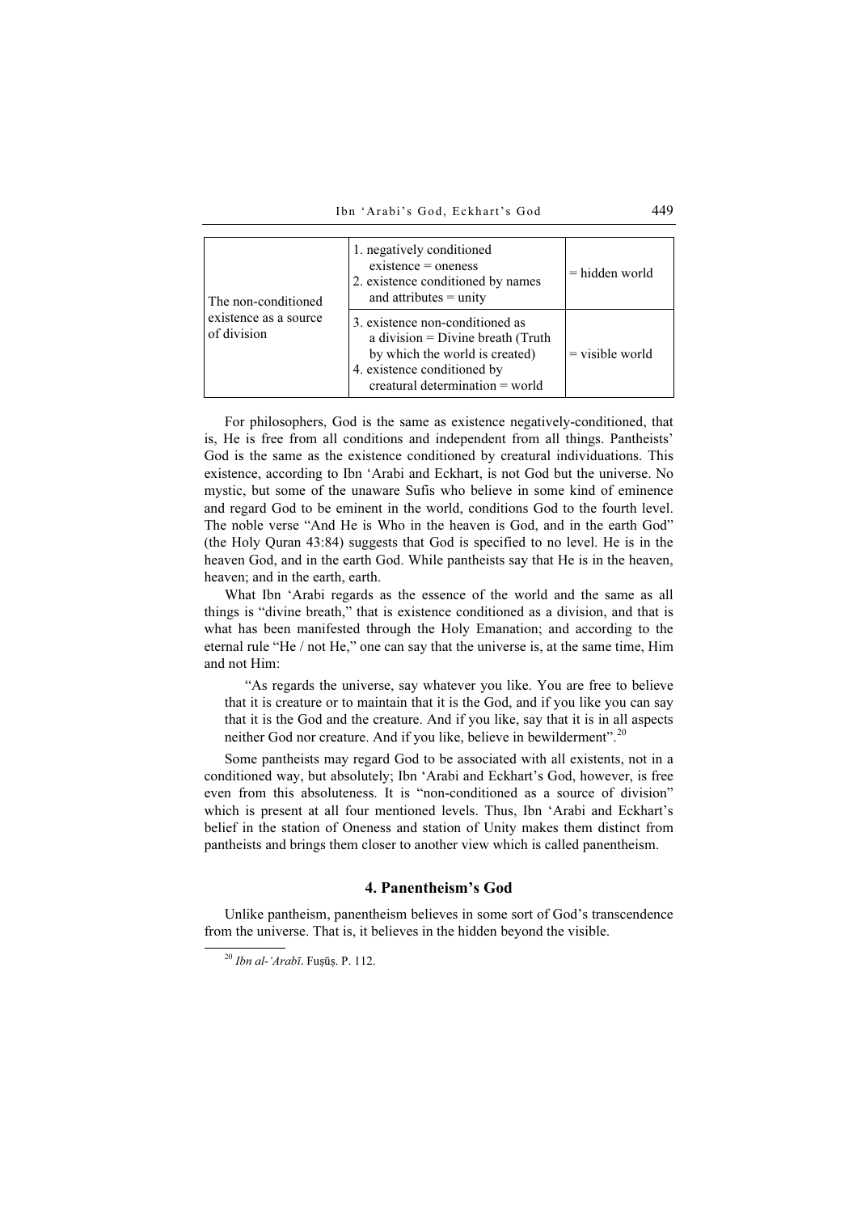| | | |
|---|---|---|
| The non-conditioned existence as a source of division | 1. negatively conditioned existence = oneness<br>2. existence conditioned by names and attributes = unity | = hidden world |
| | 3. existence non-conditioned as a division = Divine breath (Truth by which the world is created)<br>4. existence conditioned by creatural determination = world | = visible world |

For philosophers, God is the same as existence negatively-conditioned, that is, He is free from all conditions and independent from all things. Pantheists' God is the same as the existence conditioned by creatural individuations. This existence, according to Ibn 'Arabi and Eckhart, is not God but the universe. No mystic, but some of the unaware Sufis who believe in some kind of eminence and regard God to be eminent in the world, conditions God to the fourth level. The noble verse "And He is Who in the heaven is God, and in the earth God" (the Holy Quran 43:84) suggests that God is specified to no level. He is in the heaven God, and in the earth God. While pantheists say that He is in the heaven, heaven; and in the earth, earth.

What Ibn 'Arabi regards as the essence of the world and the same as all things is "divine breath," that is existence conditioned as a division, and that is what has been manifested through the Holy Emanation; and according to the eternal rule "He / not He," one can say that the universe is, at the same time, Him and not Him:

> "As regards the universe, say whatever you like. You are free to believe that it is creature or to maintain that it is the God, and if you like you can say that it is the God and the creature. And if you like, say that it is in all aspects neither God nor creature. And if you like, believe in bewilderment".[20]

Some pantheists may regard God to be associated with all existents, not in a conditioned way, but absolutely; Ibn 'Arabi and Eckhart's God, however, is free even from this absoluteness. It is "non-conditioned as a source of division" which is present at all four mentioned levels. Thus, Ibn 'Arabi and Eckhart's belief in the station of Oneness and station of Unity makes them distinct from pantheists and brings them closer to another view which is called panentheism.

## 4. Panentheism's God

Unlike pantheism, panentheism believes in some sort of God's transcendence from the universe. That is, it believes in the hidden beyond the visible.

---

[20] *Ibn al-'Arabī*. Fuṣūṣ. P. 112.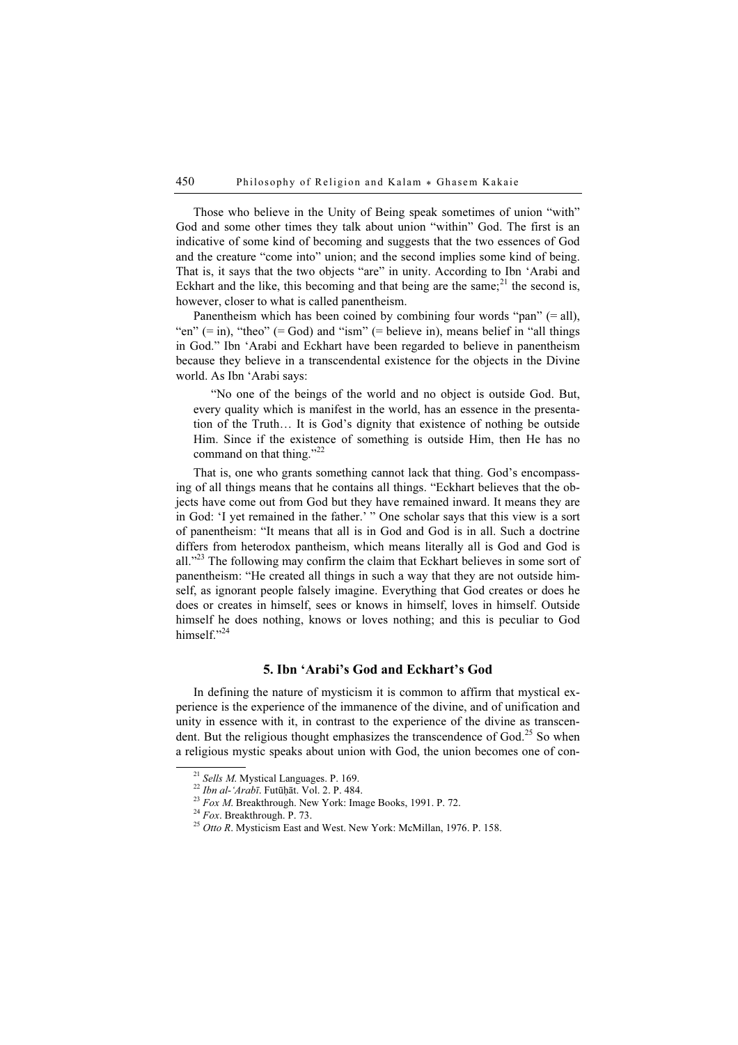Those who believe in the Unity of Being speak sometimes of union "with" God and some other times they talk about union "within" God. The first is an indicative of some kind of becoming and suggests that the two essences of God and the creature "come into" union; and the second implies some kind of being. That is, it says that the two objects "are" in unity. According to Ibn 'Arabi and Eckhart and the like, this becoming and that being are the same;[21] the second is, however, closer to what is called panentheism.

Panentheism which has been coined by combining four words "pan" (= all), "en" (= in), "theo" (= God) and "ism" (= believe in), means belief in "all things in God." Ibn 'Arabi and Eckhart have been regarded to believe in panentheism because they believe in a transcendental existence for the objects in the Divine world. As Ibn 'Arabi says:

> "No one of the beings of the world and no object is outside God. But, every quality which is manifest in the world, has an essence in the presentation of the Truth… It is God's dignity that existence of nothing be outside Him. Since if the existence of something is outside Him, then He has no command on that thing."[22]

That is, one who grants something cannot lack that thing. God's encompassing of all things means that he contains all things. "Eckhart believes that the objects have come out from God but they have remained inward. It means they are in God: 'I yet remained in the father.' " One scholar says that this view is a sort of panentheism: "It means that all is in God and God is in all. Such a doctrine differs from heterodox pantheism, which means literally all is God and God is all."[23] The following may confirm the claim that Eckhart believes in some sort of panentheism: "He created all things in such a way that they are not outside himself, as ignorant people falsely imagine. Everything that God creates or does he does or creates in himself, sees or knows in himself, loves in himself. Outside himself he does nothing, knows or loves nothing; and this is peculiar to God himself."[24]

## 5. Ibn 'Arabi's God and Eckhart's God

In defining the nature of mysticism it is common to affirm that mystical experience is the experience of the immanence of the divine, and of unification and unity in essence with it, in contrast to the experience of the divine as transcendent. But the religious thought emphasizes the transcendence of God.[25] So when a religious mystic speaks about union with God, the union becomes one of con-

---

[21] *Sells M.* Mystical Languages. P. 169.

[22] *Ibn al-'Arabī*. Futūḥāt. Vol. 2. P. 484.

[23] *Fox M.* Breakthrough. New York: Image Books, 1991. P. 72.

[24] *Fox*. Breakthrough. P. 73.

[25] *Otto R*. Mysticism East and West. New York: McMillan, 1976. P. 158.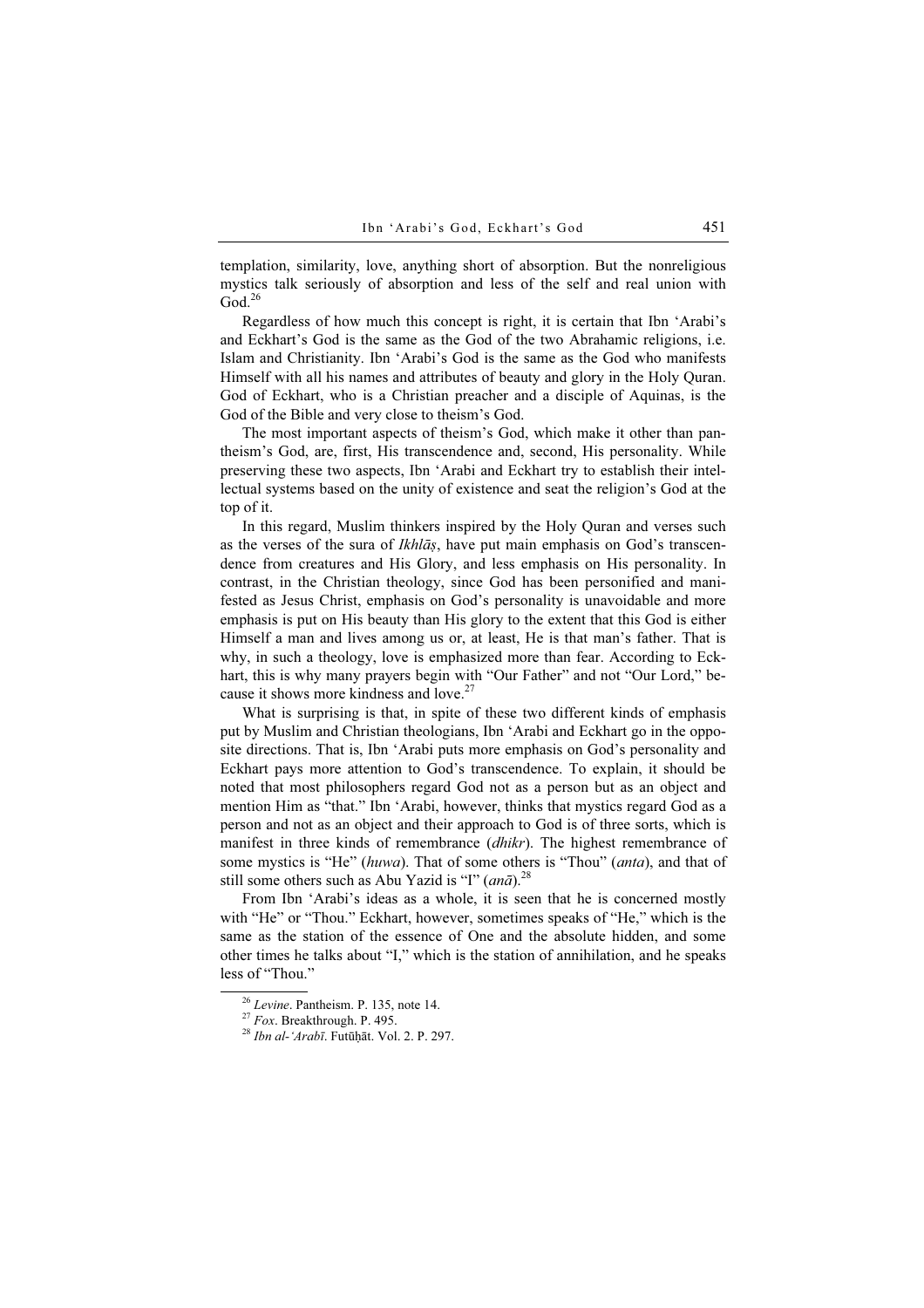templation, similarity, love, anything short of absorption. But the nonreligious mystics talk seriously of absorption and less of the self and real union with God.[26]

Regardless of how much this concept is right, it is certain that Ibn ʻArabi's and Eckhart's God is the same as the God of the two Abrahamic religions, i.e. Islam and Christianity. Ibn ʻArabi's God is the same as the God who manifests Himself with all his names and attributes of beauty and glory in the Holy Quran. God of Eckhart, who is a Christian preacher and a disciple of Aquinas, is the God of the Bible and very close to theism's God.

The most important aspects of theism's God, which make it other than pantheism's God, are, first, His transcendence and, second, His personality. While preserving these two aspects, Ibn ʻArabi and Eckhart try to establish their intellectual systems based on the unity of existence and seat the religion's God at the top of it.

In this regard, Muslim thinkers inspired by the Holy Quran and verses such as the verses of the sura of *Ikhlāṣ*, have put main emphasis on God's transcendence from creatures and His Glory, and less emphasis on His personality. In contrast, in the Christian theology, since God has been personified and manifested as Jesus Christ, emphasis on God's personality is unavoidable and more emphasis is put on His beauty than His glory to the extent that this God is either Himself a man and lives among us or, at least, He is that man's father. That is why, in such a theology, love is emphasized more than fear. According to Eckhart, this is why many prayers begin with "Our Father" and not "Our Lord," because it shows more kindness and love.[27]

What is surprising is that, in spite of these two different kinds of emphasis put by Muslim and Christian theologians, Ibn ʻArabi and Eckhart go in the opposite directions. That is, Ibn ʻArabi puts more emphasis on God's personality and Eckhart pays more attention to God's transcendence. To explain, it should be noted that most philosophers regard God not as a person but as an object and mention Him as "that." Ibn ʻArabi, however, thinks that mystics regard God as a person and not as an object and their approach to God is of three sorts, which is manifest in three kinds of remembrance (*dhikr*). The highest remembrance of some mystics is "He" (*huwa*). That of some others is "Thou" (*anta*), and that of still some others such as Abu Yazid is "I" (*anā*).[28]

From Ibn ʻArabi's ideas as a whole, it is seen that he is concerned mostly with "He" or "Thou." Eckhart, however, sometimes speaks of "He," which is the same as the station of the essence of One and the absolute hidden, and some other times he talks about "I," which is the station of annihilation, and he speaks less of "Thou."

---

[26] *Levine*. Pantheism. P. 135, note 14.

[27] *Fox*. Breakthrough. P. 495.

[28] *Ibn al-ʻArabī*. Futūḥāt. Vol. 2. P. 297.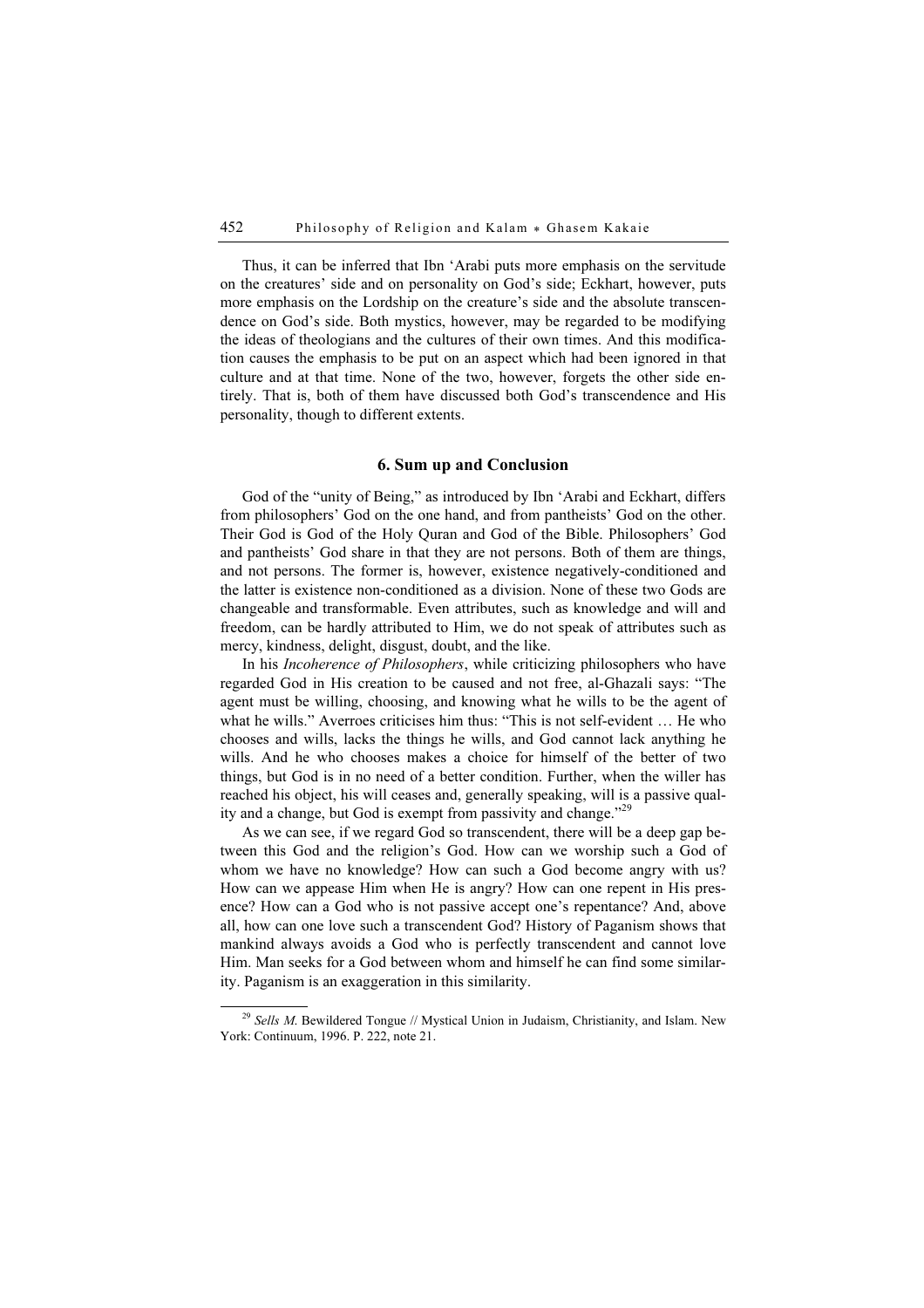Thus, it can be inferred that Ibn 'Arabi puts more emphasis on the servitude on the creatures' side and on personality on God's side; Eckhart, however, puts more emphasis on the Lordship on the creature's side and the absolute transcendence on God's side. Both mystics, however, may be regarded to be modifying the ideas of theologians and the cultures of their own times. And this modification causes the emphasis to be put on an aspect which had been ignored in that culture and at that time. None of the two, however, forgets the other side entirely. That is, both of them have discussed both God's transcendence and His personality, though to different extents.

## 6. Sum up and Conclusion

God of the "unity of Being," as introduced by Ibn 'Arabi and Eckhart, differs from philosophers' God on the one hand, and from pantheists' God on the other. Their God is God of the Holy Quran and God of the Bible. Philosophers' God and pantheists' God share in that they are not persons. Both of them are things, and not persons. The former is, however, existence negatively-conditioned and the latter is existence non-conditioned as a division. None of these two Gods are changeable and transformable. Even attributes, such as knowledge and will and freedom, can be hardly attributed to Him, we do not speak of attributes such as mercy, kindness, delight, disgust, doubt, and the like.

In his *Incoherence of Philosophers*, while criticizing philosophers who have regarded God in His creation to be caused and not free, al-Ghazali says: "The agent must be willing, choosing, and knowing what he wills to be the agent of what he wills." Averroes criticises him thus: "This is not self-evident … He who chooses and wills, lacks the things he wills, and God cannot lack anything he wills. And he who chooses makes a choice for himself of the better of two things, but God is in no need of a better condition. Further, when the willer has reached his object, his will ceases and, generally speaking, will is a passive quality and a change, but God is exempt from passivity and change."[29]

As we can see, if we regard God so transcendent, there will be a deep gap between this God and the religion's God. How can we worship such a God of whom we have no knowledge? How can such a God become angry with us? How can we appease Him when He is angry? How can one repent in His presence? How can a God who is not passive accept one's repentance? And, above all, how can one love such a transcendent God? History of Paganism shows that mankind always avoids a God who is perfectly transcendent and cannot love Him. Man seeks for a God between whom and himself he can find some similarity. Paganism is an exaggeration in this similarity.

---

[29] *Sells M.* Bewildered Tongue // Mystical Union in Judaism, Christianity, and Islam. New York: Continuum, 1996. P. 222, note 21.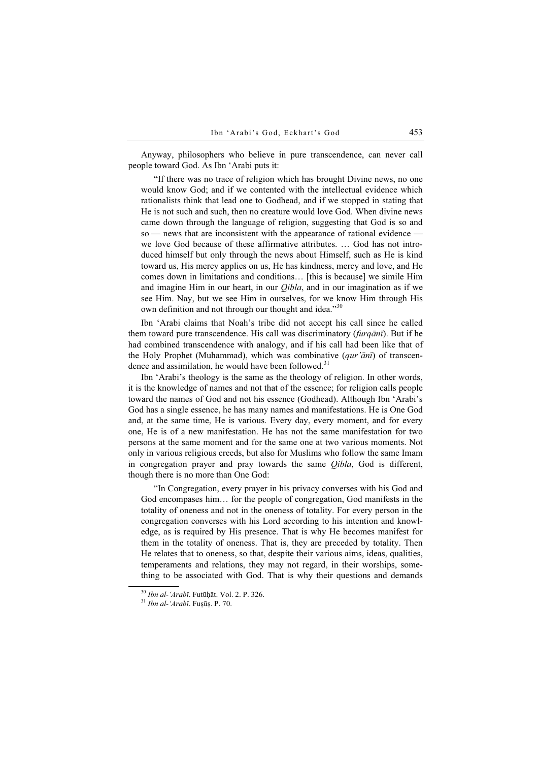Anyway, philosophers who believe in pure transcendence, can never call people toward God. As Ibn 'Arabi puts it:

> "If there was no trace of religion which has brought Divine news, no one would know God; and if we contented with the intellectual evidence which rationalists think that lead one to Godhead, and if we stopped in stating that He is not such and such, then no creature would love God. When divine news came down through the language of religion, suggesting that God is so and so — news that are inconsistent with the appearance of rational evidence — we love God because of these affirmative attributes. … God has not introduced himself but only through the news about Himself, such as He is kind toward us, His mercy applies on us, He has kindness, mercy and love, and He comes down in limitations and conditions… [this is because] we simile Him and imagine Him in our heart, in our *Qibla*, and in our imagination as if we see Him. Nay, but we see Him in ourselves, for we know Him through His own definition and not through our thought and idea."[30]

Ibn 'Arabi claims that Noah's tribe did not accept his call since he called them toward pure transcendence. His call was discriminatory (*furqānī*). But if he had combined transcendence with analogy, and if his call had been like that of the Holy Prophet (Muhammad), which was combinative (*qur'ānī*) of transcendence and assimilation, he would have been followed.[31]

Ibn 'Arabi's theology is the same as the theology of religion. In other words, it is the knowledge of names and not that of the essence; for religion calls people toward the names of God and not his essence (Godhead). Although Ibn 'Arabi's God has a single essence, he has many names and manifestations. He is One God and, at the same time, He is various. Every day, every moment, and for every one, He is of a new manifestation. He has not the same manifestation for two persons at the same moment and for the same one at two various moments. Not only in various religious creeds, but also for Muslims who follow the same Imam in congregation prayer and pray towards the same *Qibla*, God is different, though there is no more than One God:

> "In Congregation, every prayer in his privacy converses with his God and God encompasses him… for the people of congregation, God manifests in the totality of oneness and not in the oneness of totality. For every person in the congregation converses with his Lord according to his intention and knowledge, as is required by His presence. That is why He becomes manifest for them in the totality of oneness. That is, they are preceded by totality. Then He relates that to oneness, so that, despite their various aims, ideas, qualities, temperaments and relations, they may not regard, in their worships, something to be associated with God. That is why their questions and demands

---

[30] *Ibn al-'Arabī*. Futūḥāt. Vol. 2. P. 326.

[31] *Ibn al-'Arabī*. Fuṣūṣ. P. 70.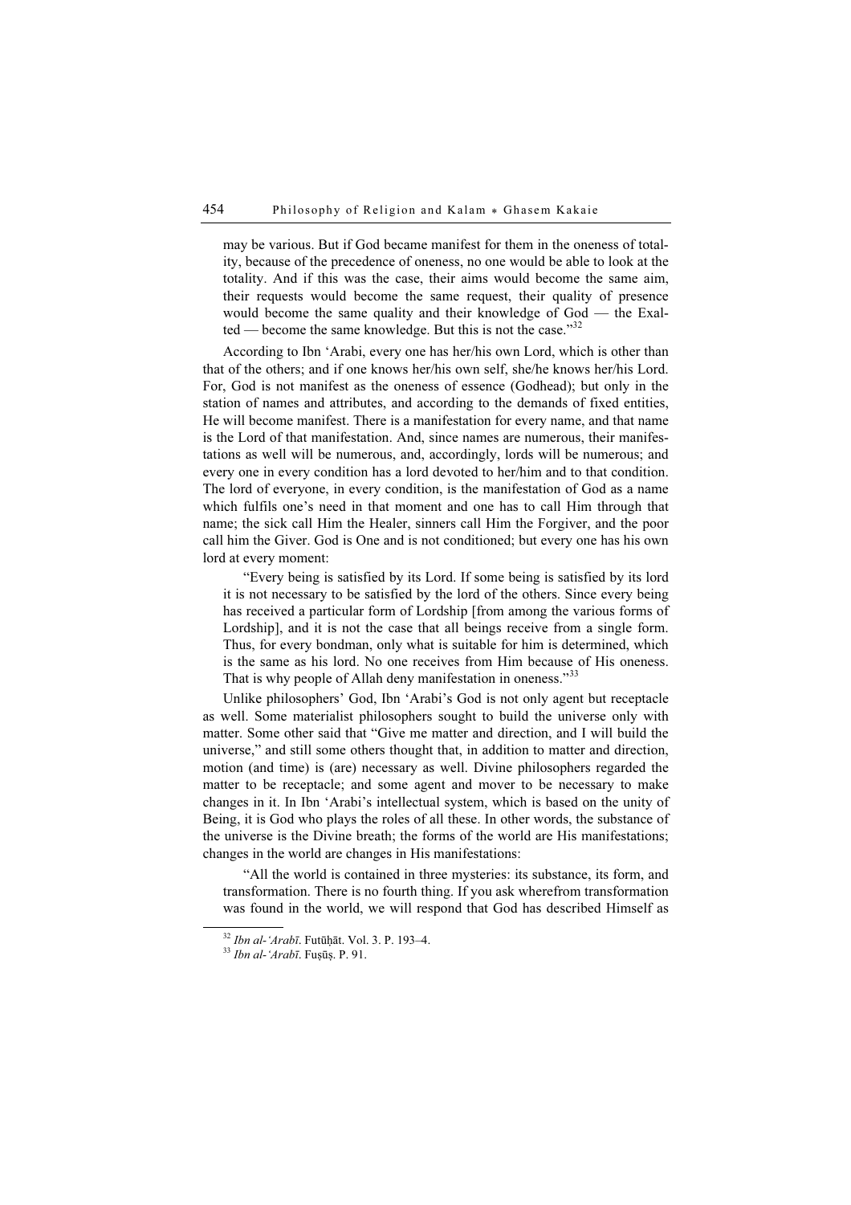may be various. But if God became manifest for them in the oneness of totality, because of the precedence of oneness, no one would be able to look at the totality. And if this was the case, their aims would become the same aim, their requests would become the same request, their quality of presence would become the same quality and their knowledge of God — the Exalted — become the same knowledge. But this is not the case."[32]

According to Ibn 'Arabi, every one has her/his own Lord, which is other than that of the others; and if one knows her/his own self, she/he knows her/his Lord. For, God is not manifest as the oneness of essence (Godhead); but only in the station of names and attributes, and according to the demands of fixed entities, He will become manifest. There is a manifestation for every name, and that name is the Lord of that manifestation. And, since names are numerous, their manifestations as well will be numerous, and, accordingly, lords will be numerous; and every one in every condition has a lord devoted to her/him and to that condition. The lord of everyone, in every condition, is the manifestation of God as a name which fulfils one's need in that moment and one has to call Him through that name; the sick call Him the Healer, sinners call Him the Forgiver, and the poor call him the Giver. God is One and is not conditioned; but every one has his own lord at every moment:

> "Every being is satisfied by its Lord. If some being is satisfied by its lord it is not necessary to be satisfied by the lord of the others. Since every being has received a particular form of Lordship [from among the various forms of Lordship], and it is not the case that all beings receive from a single form. Thus, for every bondman, only what is suitable for him is determined, which is the same as his lord. No one receives from Him because of His oneness. That is why people of Allah deny manifestation in oneness."[33]

Unlike philosophers' God, Ibn 'Arabi's God is not only agent but receptacle as well. Some materialist philosophers sought to build the universe only with matter. Some other said that "Give me matter and direction, and I will build the universe," and still some others thought that, in addition to matter and direction, motion (and time) is (are) necessary as well. Divine philosophers regarded the matter to be receptacle; and some agent and mover to be necessary to make changes in it. In Ibn 'Arabi's intellectual system, which is based on the unity of Being, it is God who plays the roles of all these. In other words, the substance of the universe is the Divine breath; the forms of the world are His manifestations; changes in the world are changes in His manifestations:

> "All the world is contained in three mysteries: its substance, its form, and transformation. There is no fourth thing. If you ask wherefrom transformation was found in the world, we will respond that God has described Himself as

---

[32] *Ibn al-'Arabī*. Futūḥāt. Vol. 3. P. 193–4.

[33] *Ibn al-'Arabī*. Fuṣūṣ. P. 91.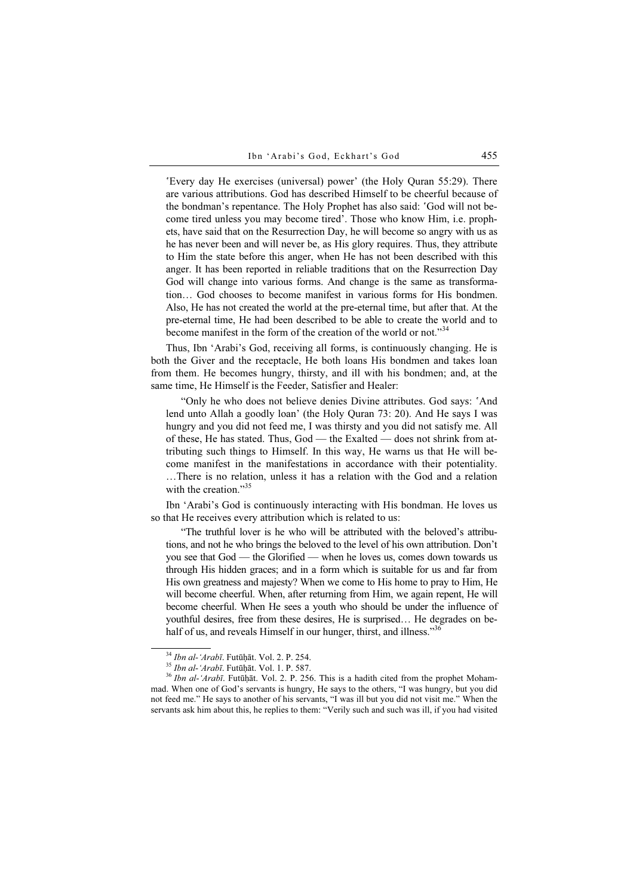'Every day He exercises (universal) power' (the Holy Quran 55:29). There are various attributions. God has described Himself to be cheerful because of the bondman's repentance. The Holy Prophet has also said: 'God will not become tired unless you may become tired'. Those who know Him, i.e. prophets, have said that on the Resurrection Day, he will become so angry with us as he has never been and will never be, as His glory requires. Thus, they attribute to Him the state before this anger, when He has not been described with this anger. It has been reported in reliable traditions that on the Resurrection Day God will change into various forms. And change is the same as transformation… God chooses to become manifest in various forms for His bondmen. Also, He has not created the world at the pre-eternal time, but after that. At the pre-eternal time, He had been described to be able to create the world and to become manifest in the form of the creation of the world or not."[34]

Thus, Ibn 'Arabi's God, receiving all forms, is continuously changing. He is both the Giver and the receptacle, He both loans His bondmen and takes loan from them. He becomes hungry, thirsty, and ill with his bondmen; and, at the same time, He Himself is the Feeder, Satisfier and Healer:

> "Only he who does not believe denies Divine attributes. God says: 'And lend unto Allah a goodly loan' (the Holy Quran 73: 20). And He says I was hungry and you did not feed me, I was thirsty and you did not satisfy me. All of these, He has stated. Thus, God — the Exalted — does not shrink from attributing such things to Himself. In this way, He warns us that He will become manifest in the manifestations in accordance with their potentiality. …There is no relation, unless it has a relation with the God and a relation with the creation."[35]

Ibn 'Arabi's God is continuously interacting with His bondman. He loves us so that He receives every attribution which is related to us:

> "The truthful lover is he who will be attributed with the beloved's attributions, and not he who brings the beloved to the level of his own attribution. Don't you see that God — the Glorified — when He loves us, comes down towards us through His hidden graces; and in a form which is suitable for us and far from His own greatness and majesty? When we come to His home to pray to Him, He will become cheerful. When, after returning from Him, we again repent, He will become cheerful. When He sees a youth who should be under the influence of youthful desires, free from these desires, He is surprised… He degrades on behalf of us, and reveals Himself in our hunger, thirst, and illness."[36]

---

[34] *Ibn al-'Arabī*. Futūḥāt. Vol. 2. P. 254.

[35] *Ibn al-'Arabī*. Futūḥāt. Vol. 1. P. 587.

[36] *Ibn al-'Arabī*. Futūḥāt. Vol. 2. P. 256. This is a hadith cited from the prophet Mohammad. When one of God's servants is hungry, He says to the others, "I was hungry, but you did not feed me." He says to another of his servants, "I was ill but you did not visit me." When the servants ask him about this, he replies to them: "Verily such and such was ill, if you had visited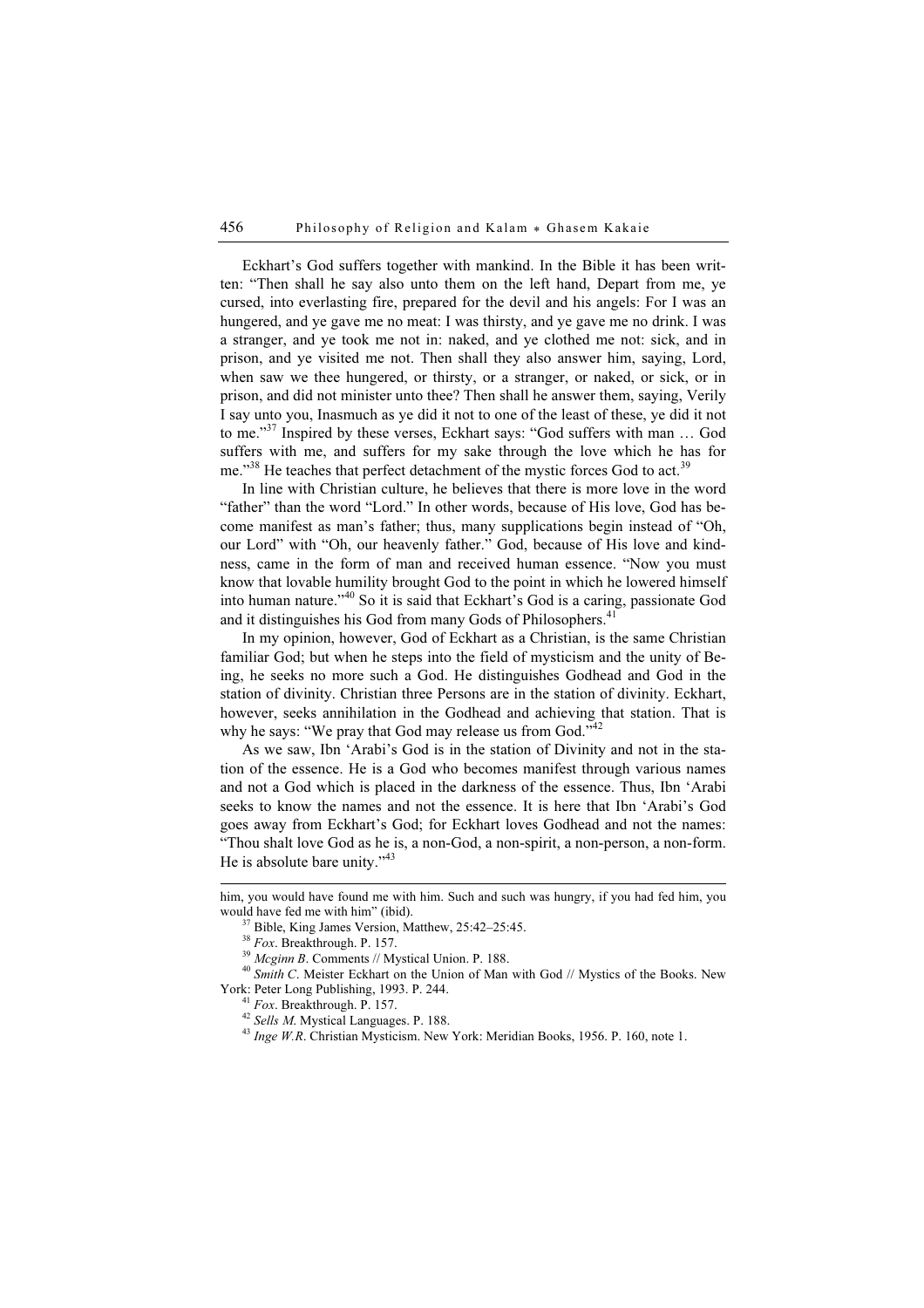Eckhart's God suffers together with mankind. In the Bible it has been written: "Then shall he say also unto them on the left hand, Depart from me, ye cursed, into everlasting fire, prepared for the devil and his angels: For I was an hungered, and ye gave me no meat: I was thirsty, and ye gave me no drink. I was a stranger, and ye took me not in: naked, and ye clothed me not: sick, and in prison, and ye visited me not. Then shall they also answer him, saying, Lord, when saw we thee hungered, or thirsty, or a stranger, or naked, or sick, or in prison, and did not minister unto thee? Then shall he answer them, saying, Verily I say unto you, Inasmuch as ye did it not to one of the least of these, ye did it not to me."[37] Inspired by these verses, Eckhart says: "God suffers with man … God suffers with me, and suffers for my sake through the love which he has for me."[38] He teaches that perfect detachment of the mystic forces God to act.[39]

In line with Christian culture, he believes that there is more love in the word "father" than the word "Lord." In other words, because of His love, God has become manifest as man's father; thus, many supplications begin instead of "Oh, our Lord" with "Oh, our heavenly father." God, because of His love and kindness, came in the form of man and received human essence. "Now you must know that lovable humility brought God to the point in which he lowered himself into human nature."[40] So it is said that Eckhart's God is a caring, passionate God and it distinguishes his God from many Gods of Philosophers.[41]

In my opinion, however, God of Eckhart as a Christian, is the same Christian familiar God; but when he steps into the field of mysticism and the unity of Being, he seeks no more such a God. He distinguishes Godhead and God in the station of divinity. Christian three Persons are in the station of divinity. Eckhart, however, seeks annihilation in the Godhead and achieving that station. That is why he says: "We pray that God may release us from God."[42]

As we saw, Ibn 'Arabi's God is in the station of Divinity and not in the station of the essence. He is a God who becomes manifest through various names and not a God which is placed in the darkness of the essence. Thus, Ibn 'Arabi seeks to know the names and not the essence. It is here that Ibn 'Arabi's God goes away from Eckhart's God; for Eckhart loves Godhead and not the names: "Thou shalt love God as he is, a non-God, a non-spirit, a non-person, a non-form. He is absolute bare unity."[43]

---

him, you would have found me with him. Such and such was hungry, if you had fed him, you would have fed me with him" (ibid).

[37] Bible, King James Version, Matthew, 25:42–25:45.

[38] *Fox*. Breakthrough. P. 157.

[39] *Mcginn B*. Comments // Mystical Union. P. 188.

[40] *Smith C*. Meister Eckhart on the Union of Man with God // Mystics of the Books. New York: Peter Long Publishing, 1993. P. 244.

[41] *Fox*. Breakthrough. P. 157.

[42] *Sells M.* Mystical Languages. P. 188.

[43] *Inge W.R*. Christian Mysticism. New York: Meridian Books, 1956. P. 160, note 1.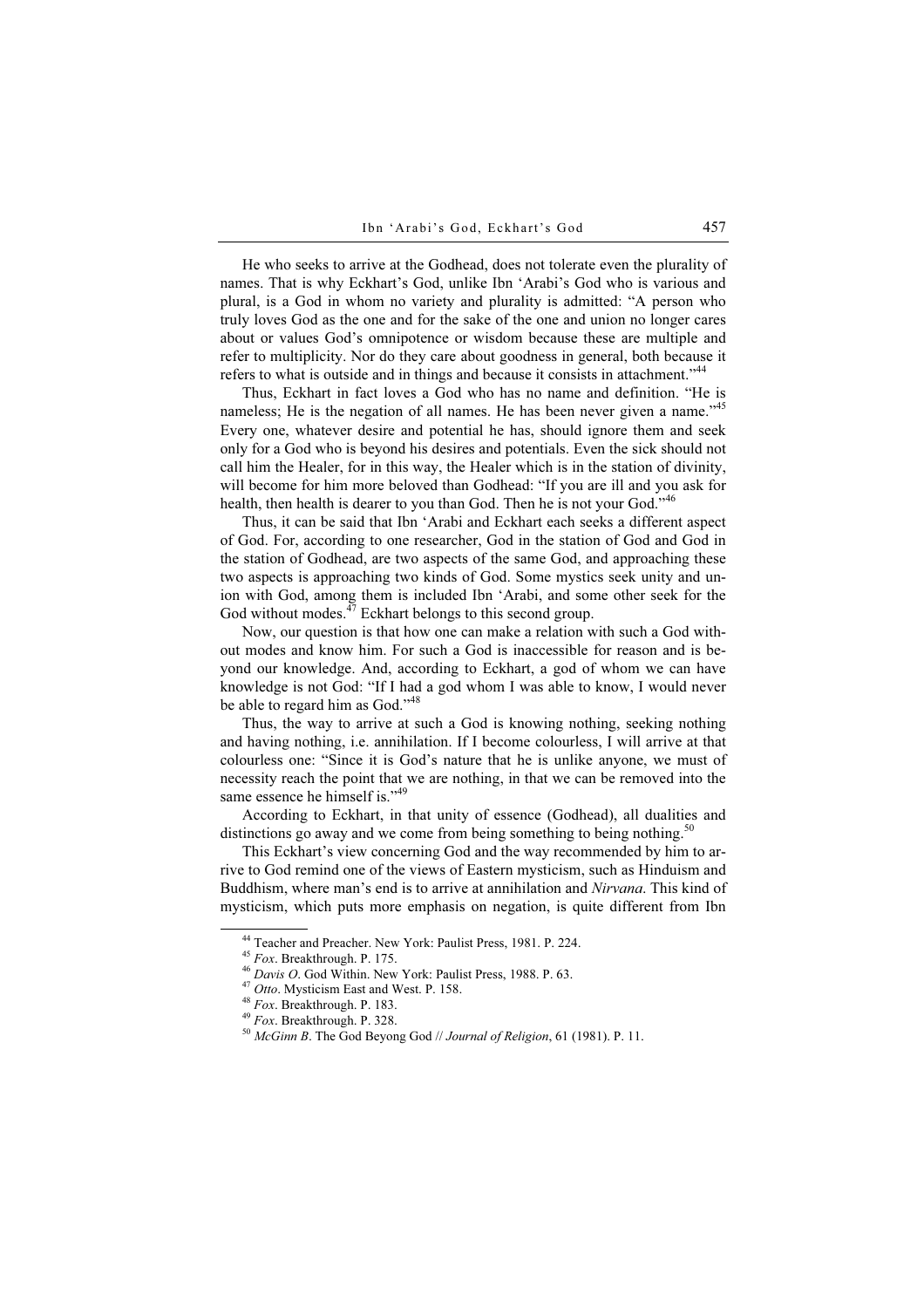He who seeks to arrive at the Godhead, does not tolerate even the plurality of names. That is why Eckhart's God, unlike Ibn 'Arabi's God who is various and plural, is a God in whom no variety and plurality is admitted: "A person who truly loves God as the one and for the sake of the one and union no longer cares about or values God's omnipotence or wisdom because these are multiple and refer to multiplicity. Nor do they care about goodness in general, both because it refers to what is outside and in things and because it consists in attachment."[44]

Thus, Eckhart in fact loves a God who has no name and definition. "He is nameless; He is the negation of all names. He has been never given a name."[45] Every one, whatever desire and potential he has, should ignore them and seek only for a God who is beyond his desires and potentials. Even the sick should not call him the Healer, for in this way, the Healer which is in the station of divinity, will become for him more beloved than Godhead: "If you are ill and you ask for health, then health is dearer to you than God. Then he is not your God."[46]

Thus, it can be said that Ibn 'Arabi and Eckhart each seeks a different aspect of God. For, according to one researcher, God in the station of God and God in the station of Godhead, are two aspects of the same God, and approaching these two aspects is approaching two kinds of God. Some mystics seek unity and union with God, among them is included Ibn 'Arabi, and some other seek for the God without modes.[47] Eckhart belongs to this second group.

Now, our question is that how one can make a relation with such a God without modes and know him. For such a God is inaccessible for reason and is beyond our knowledge. And, according to Eckhart, a god of whom we can have knowledge is not God: "If I had a god whom I was able to know, I would never be able to regard him as God."[48]

Thus, the way to arrive at such a God is knowing nothing, seeking nothing and having nothing, i.e. annihilation. If I become colourless, I will arrive at that colourless one: "Since it is God's nature that he is unlike anyone, we must of necessity reach the point that we are nothing, in that we can be removed into the same essence he himself is."[49]

According to Eckhart, in that unity of essence (Godhead), all dualities and distinctions go away and we come from being something to being nothing.[50]

This Eckhart's view concerning God and the way recommended by him to arrive to God remind one of the views of Eastern mysticism, such as Hinduism and Buddhism, where man's end is to arrive at annihilation and *Nirvana*. This kind of mysticism, which puts more emphasis on negation, is quite different from Ibn

---

[44] Teacher and Preacher. New York: Paulist Press, 1981. P. 224.

[45] *Fox*. Breakthrough. P. 175.

[46] *Davis O*. God Within. New York: Paulist Press, 1988. P. 63.

[47] *Otto*. Mysticism East and West. P. 158.

[48] *Fox*. Breakthrough. P. 183.

[49] *Fox*. Breakthrough. P. 328.

[50] *McGinn B*. The God Beyong God // *Journal of Religion*, 61 (1981). P. 11.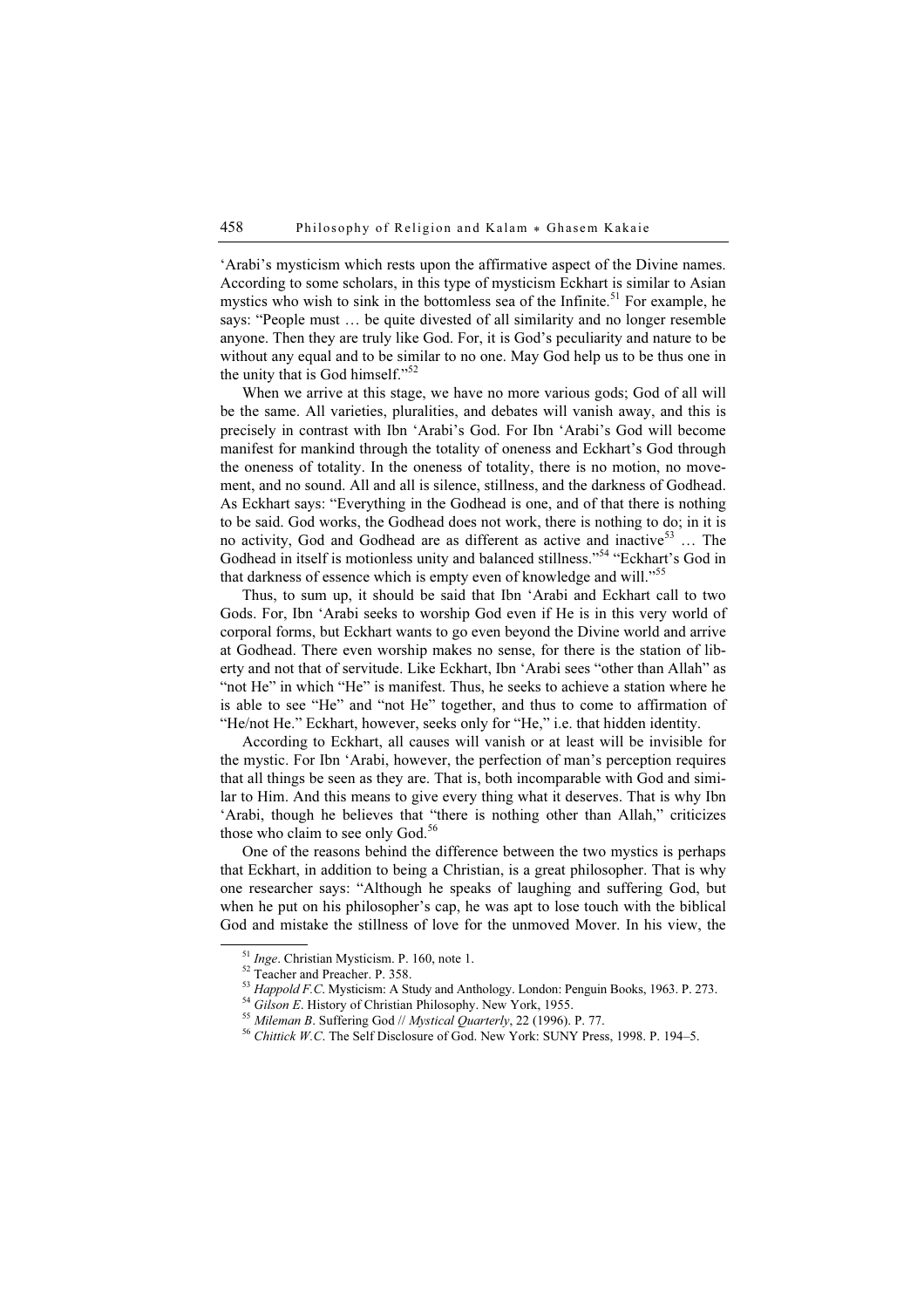'Arabi's mysticism which rests upon the affirmative aspect of the Divine names. According to some scholars, in this type of mysticism Eckhart is similar to Asian mystics who wish to sink in the bottomless sea of the Infinite.[51] For example, he says: "People must … be quite divested of all similarity and no longer resemble anyone. Then they are truly like God. For, it is God's peculiarity and nature to be without any equal and to be similar to no one. May God help us to be thus one in the unity that is God himself."[52]

When we arrive at this stage, we have no more various gods; God of all will be the same. All varieties, pluralities, and debates will vanish away, and this is precisely in contrast with Ibn 'Arabi's God. For Ibn 'Arabi's God will become manifest for mankind through the totality of oneness and Eckhart's God through the oneness of totality. In the oneness of totality, there is no motion, no movement, and no sound. All and all is silence, stillness, and the darkness of Godhead. As Eckhart says: "Everything in the Godhead is one, and of that there is nothing to be said. God works, the Godhead does not work, there is nothing to do; in it is no activity, God and Godhead are as different as active and inactive[53] … The Godhead in itself is motionless unity and balanced stillness."[54] "Eckhart's God in that darkness of essence which is empty even of knowledge and will."[55]

Thus, to sum up, it should be said that Ibn 'Arabi and Eckhart call to two Gods. For, Ibn 'Arabi seeks to worship God even if He is in this very world of corporal forms, but Eckhart wants to go even beyond the Divine world and arrive at Godhead. There even worship makes no sense, for there is the station of liberty and not that of servitude. Like Eckhart, Ibn 'Arabi sees "other than Allah" as "not He" in which "He" is manifest. Thus, he seeks to achieve a station where he is able to see "He" and "not He" together, and thus to come to affirmation of "He/not He." Eckhart, however, seeks only for "He," i.e. that hidden identity.

According to Eckhart, all causes will vanish or at least will be invisible for the mystic. For Ibn 'Arabi, however, the perfection of man's perception requires that all things be seen as they are. That is, both incomparable with God and similar to Him. And this means to give every thing what it deserves. That is why Ibn 'Arabi, though he believes that "there is nothing other than Allah," criticizes those who claim to see only God.[56]

One of the reasons behind the difference between the two mystics is perhaps that Eckhart, in addition to being a Christian, is a great philosopher. That is why one researcher says: "Although he speaks of laughing and suffering God, but when he put on his philosopher's cap, he was apt to lose touch with the biblical God and mistake the stillness of love for the unmoved Mover. In his view, the

---

[51] *Inge*. Christian Mysticism. P. 160, note 1.

[52] Teacher and Preacher. P. 358.

[53] *Happold F.C*. Mysticism: A Study and Anthology. London: Penguin Books, 1963. P. 273.

[54] *Gilson E*. History of Christian Philosophy. New York, 1955.

[55] *Mileman B*. Suffering God // *Mystical Quarterly*, 22 (1996). P. 77.

[56] *Chittick W.C*. The Self Disclosure of God. New York: SUNY Press, 1998. P. 194–5.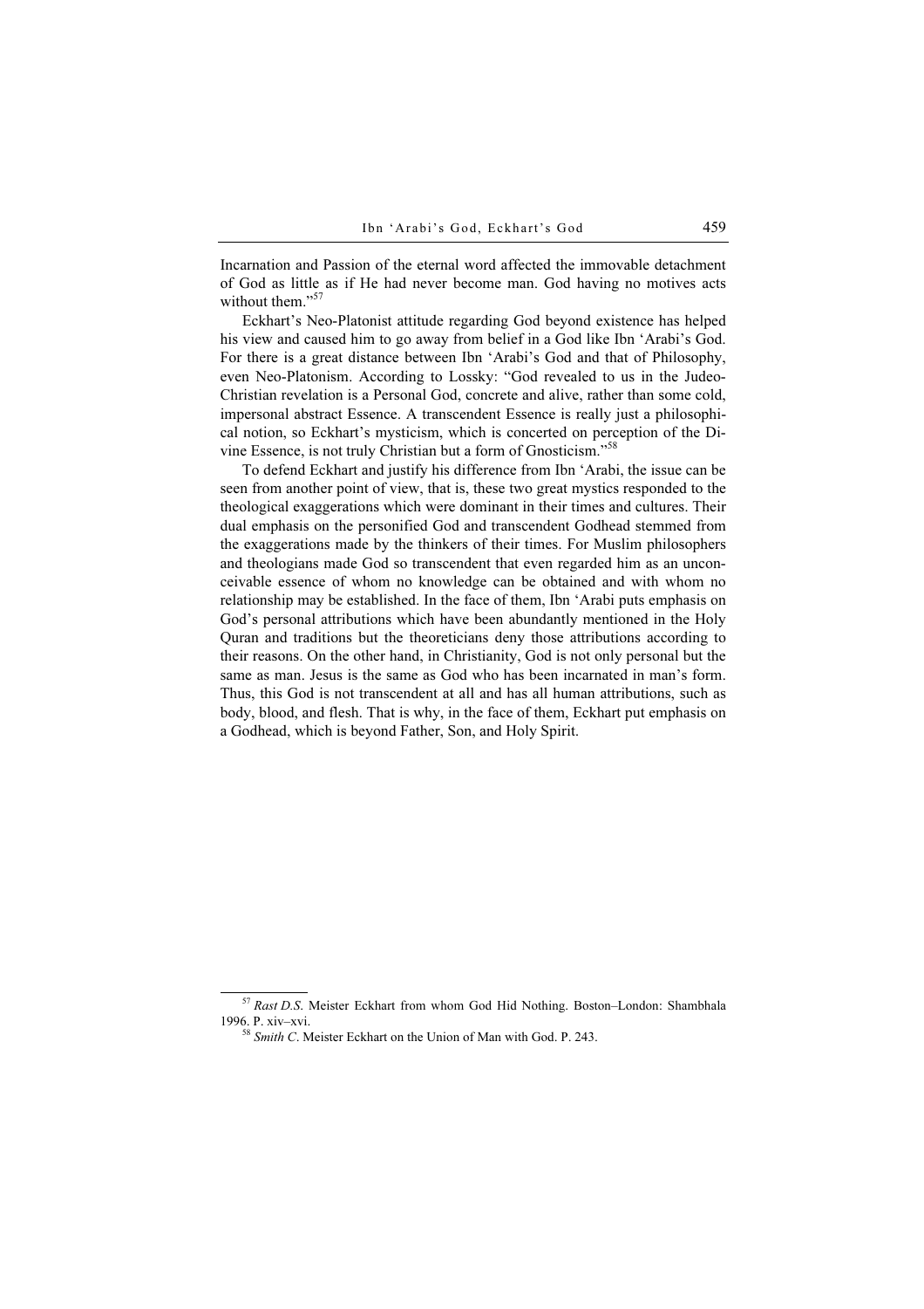Incarnation and Passion of the eternal word affected the immovable detachment of God as little as if He had never become man. God having no motives acts without them."[57]

Eckhart's Neo-Platonist attitude regarding God beyond existence has helped his view and caused him to go away from belief in a God like Ibn 'Arabi's God. For there is a great distance between Ibn 'Arabi's God and that of Philosophy, even Neo-Platonism. According to Lossky: "God revealed to us in the Judeo-Christian revelation is a Personal God, concrete and alive, rather than some cold, impersonal abstract Essence. A transcendent Essence is really just a philosophical notion, so Eckhart's mysticism, which is concerted on perception of the Divine Essence, is not truly Christian but a form of Gnosticism."[58]

To defend Eckhart and justify his difference from Ibn 'Arabi, the issue can be seen from another point of view, that is, these two great mystics responded to the theological exaggerations which were dominant in their times and cultures. Their dual emphasis on the personified God and transcendent Godhead stemmed from the exaggerations made by the thinkers of their times. For Muslim philosophers and theologians made God so transcendent that even regarded him as an unconceivable essence of whom no knowledge can be obtained and with whom no relationship may be established. In the face of them, Ibn 'Arabi puts emphasis on God's personal attributions which have been abundantly mentioned in the Holy Quran and traditions but the theoreticians deny those attributions according to their reasons. On the other hand, in Christianity, God is not only personal but the same as man. Jesus is the same as God who has been incarnated in man's form. Thus, this God is not transcendent at all and has all human attributions, such as body, blood, and flesh. That is why, in the face of them, Eckhart put emphasis on a Godhead, which is beyond Father, Son, and Holy Spirit.

---

[57] *Rast D.S.* Meister Eckhart from whom God Hid Nothing. Boston–London: Shambhala 1996. P. xiv–xvi.

[58] *Smith C.* Meister Eckhart on the Union of Man with God. P. 243.